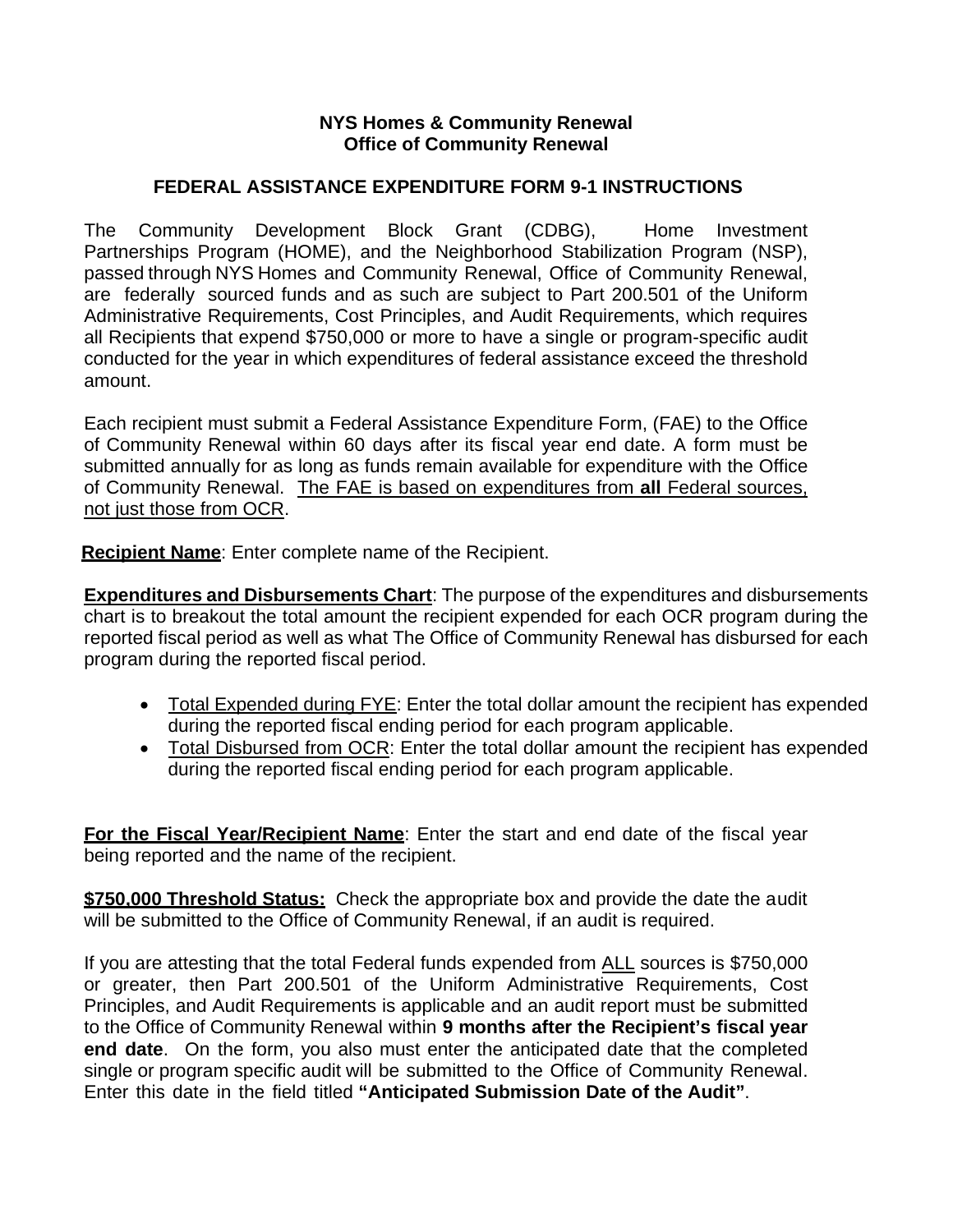**NYS Homes & Community Renewal**
**Office of Community Renewal**

## FEDERAL ASSISTANCE EXPENDITURE FORM 9-1 INSTRUCTIONS

The Community Development Block Grant (CDBG), Home Investment Partnerships Program (HOME), and the Neighborhood Stabilization Program (NSP), passed through NYS Homes and Community Renewal, Office of Community Renewal, are federally sourced funds and as such are subject to Part 200.501 of the Uniform Administrative Requirements, Cost Principles, and Audit Requirements, which requires all Recipients that expend $750,000 or more to have a single or program-specific audit conducted for the year in which expenditures of federal assistance exceed the threshold amount.

Each recipient must submit a Federal Assistance Expenditure Form, (FAE) to the Office of Community Renewal within 60 days after its fiscal year end date. A form must be submitted annually for as long as funds remain available for expenditure with the Office of Community Renewal. <u>The FAE is based on expenditures from **all** Federal sources, not just those from OCR</u>.

**<u>Recipient Name</u>**: Enter complete name of the Recipient.

**<u>Expenditures and Disbursements Chart</u>**: The purpose of the expenditures and disbursements chart is to breakout the total amount the recipient expended for each OCR program during the reported fiscal period as well as what The Office of Community Renewal has disbursed for each program during the reported fiscal period.

- <u>Total Expended during FYE</u>: Enter the total dollar amount the recipient has expended during the reported fiscal ending period for each program applicable.
- <u>Total Disbursed from OCR</u>: Enter the total dollar amount the recipient has expended during the reported fiscal ending period for each program applicable.

**<u>For the Fiscal Year/Recipient Name</u>**: Enter the start and end date of the fiscal year being reported and the name of the recipient.

**<u>$750,000 Threshold Status:</u>** Check the appropriate box and provide the date the audit will be submitted to the Office of Community Renewal, if an audit is required.

If you are attesting that the total Federal funds expended from <u>ALL</u> sources is $750,000 or greater, then Part 200.501 of the Uniform Administrative Requirements, Cost Principles, and Audit Requirements is applicable and an audit report must be submitted to the Office of Community Renewal within **9 months after the Recipient's fiscal year end date**. On the form, you also must enter the anticipated date that the completed single or program specific audit will be submitted to the Office of Community Renewal. Enter this date in the field titled **"Anticipated Submission Date of the Audit"**.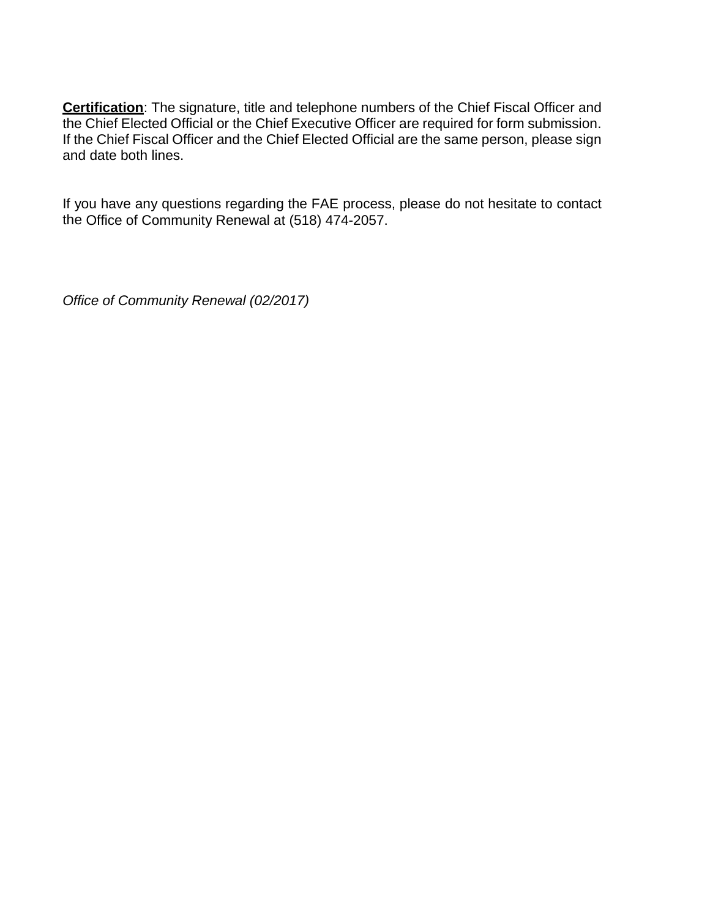**Certification**: The signature, title and telephone numbers of the Chief Fiscal Officer and the Chief Elected Official or the Chief Executive Officer are required for form submission. If the Chief Fiscal Officer and the Chief Elected Official are the same person, please sign and date both lines.

If you have any questions regarding the FAE process, please do not hesitate to contact the Office of Community Renewal at (518) 474-2057.

*Office of Community Renewal (02/2017)*